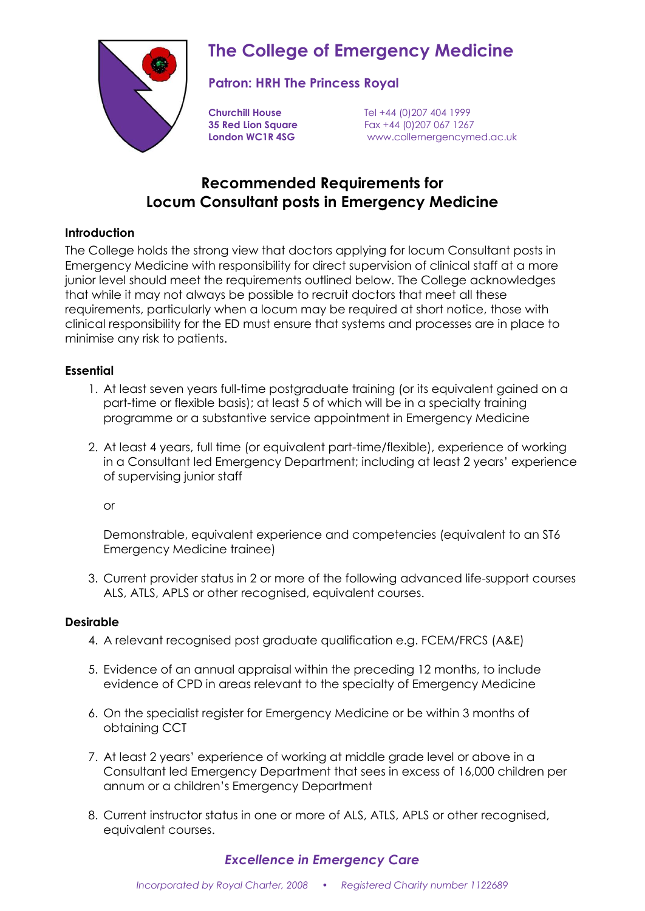# The College of Emergency Medicine

**Patron: HRH The Princess Royal**

**Churchill House**
**35 Red Lion Square**
**London WC1R 4SG**

Tel +44 (0)207 404 1999
Fax +44 (0)207 067 1267
www.collemergencymed.ac.uk

## Recommended Requirements for Locum Consultant posts in Emergency Medicine

### Introduction

The College holds the strong view that doctors applying for locum Consultant posts in Emergency Medicine with responsibility for direct supervision of clinical staff at a more junior level should meet the requirements outlined below. The College acknowledges that while it may not always be possible to recruit doctors that meet all these requirements, particularly when a locum may be required at short notice, those with clinical responsibility for the ED must ensure that systems and processes are in place to minimise any risk to patients.

### Essential

1. At least seven years full-time postgraduate training (or its equivalent gained on a part-time or flexible basis); at least 5 of which will be in a specialty training programme or a substantive service appointment in Emergency Medicine

2. At least 4 years, full time (or equivalent part-time/flexible), experience of working in a Consultant led Emergency Department; including at least 2 years' experience of supervising junior staff

   or

   Demonstrable, equivalent experience and competencies (equivalent to an ST6 Emergency Medicine trainee)

3. Current provider status in 2 or more of the following advanced life-support courses ALS, ATLS, APLS or other recognised, equivalent courses.

### Desirable

4. A relevant recognised post graduate qualification e.g. FCEM/FRCS (A&E)

5. Evidence of an annual appraisal within the preceding 12 months, to include evidence of CPD in areas relevant to the specialty of Emergency Medicine

6. On the specialist register for Emergency Medicine or be within 3 months of obtaining CCT

7. At least 2 years' experience of working at middle grade level or above in a Consultant led Emergency Department that sees in excess of 16,000 children per annum or a children's Emergency Department

8. Current instructor status in one or more of ALS, ATLS, APLS or other recognised, equivalent courses.

*Excellence in Emergency Care*

*Incorporated by Royal Charter, 2008 • Registered Charity number 1122689*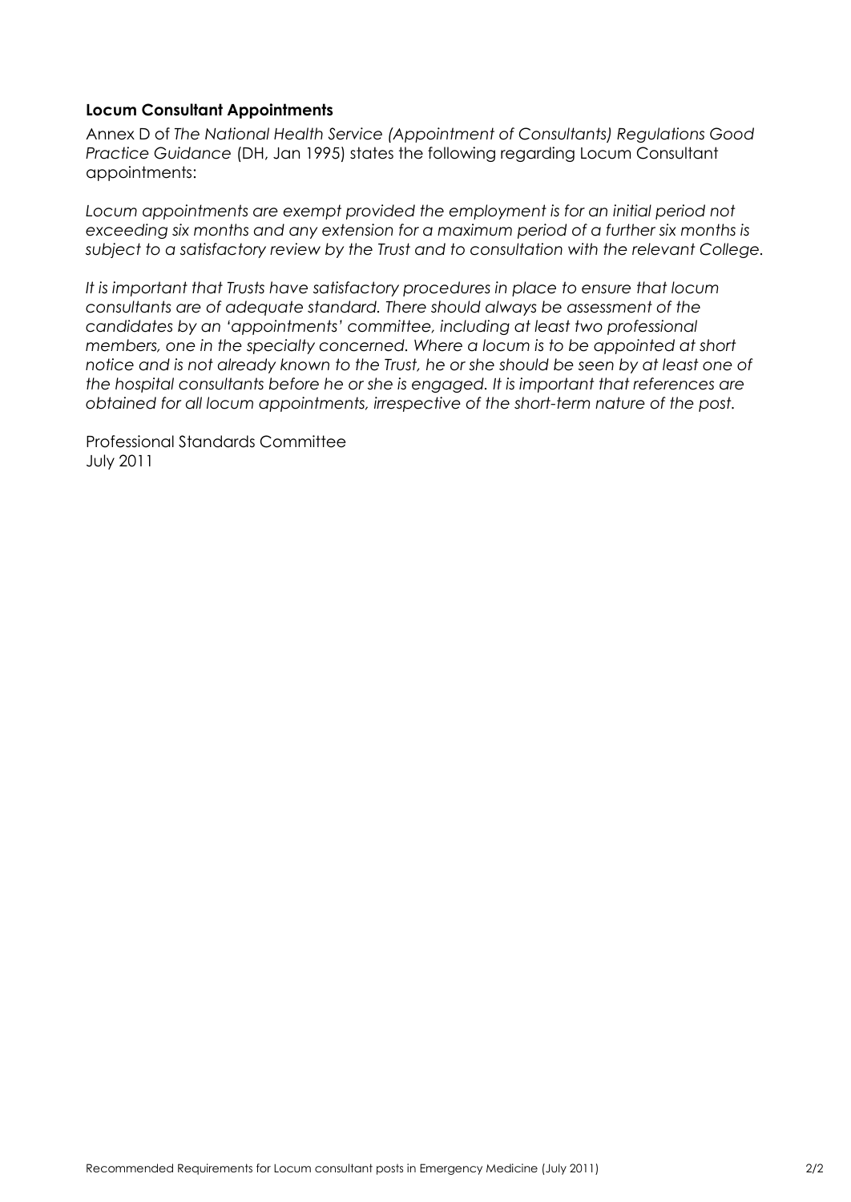**Locum Consultant Appointments**

Annex D of *The National Health Service (Appointment of Consultants) Regulations Good Practice Guidance* (DH, Jan 1995) states the following regarding Locum Consultant appointments:

*Locum appointments are exempt provided the employment is for an initial period not exceeding six months and any extension for a maximum period of a further six months is subject to a satisfactory review by the Trust and to consultation with the relevant College.*

*It is important that Trusts have satisfactory procedures in place to ensure that locum consultants are of adequate standard. There should always be assessment of the candidates by an 'appointments' committee, including at least two professional members, one in the specialty concerned. Where a locum is to be appointed at short notice and is not already known to the Trust, he or she should be seen by at least one of the hospital consultants before he or she is engaged. It is important that references are obtained for all locum appointments, irrespective of the short-term nature of the post.*

Professional Standards Committee
July 2011